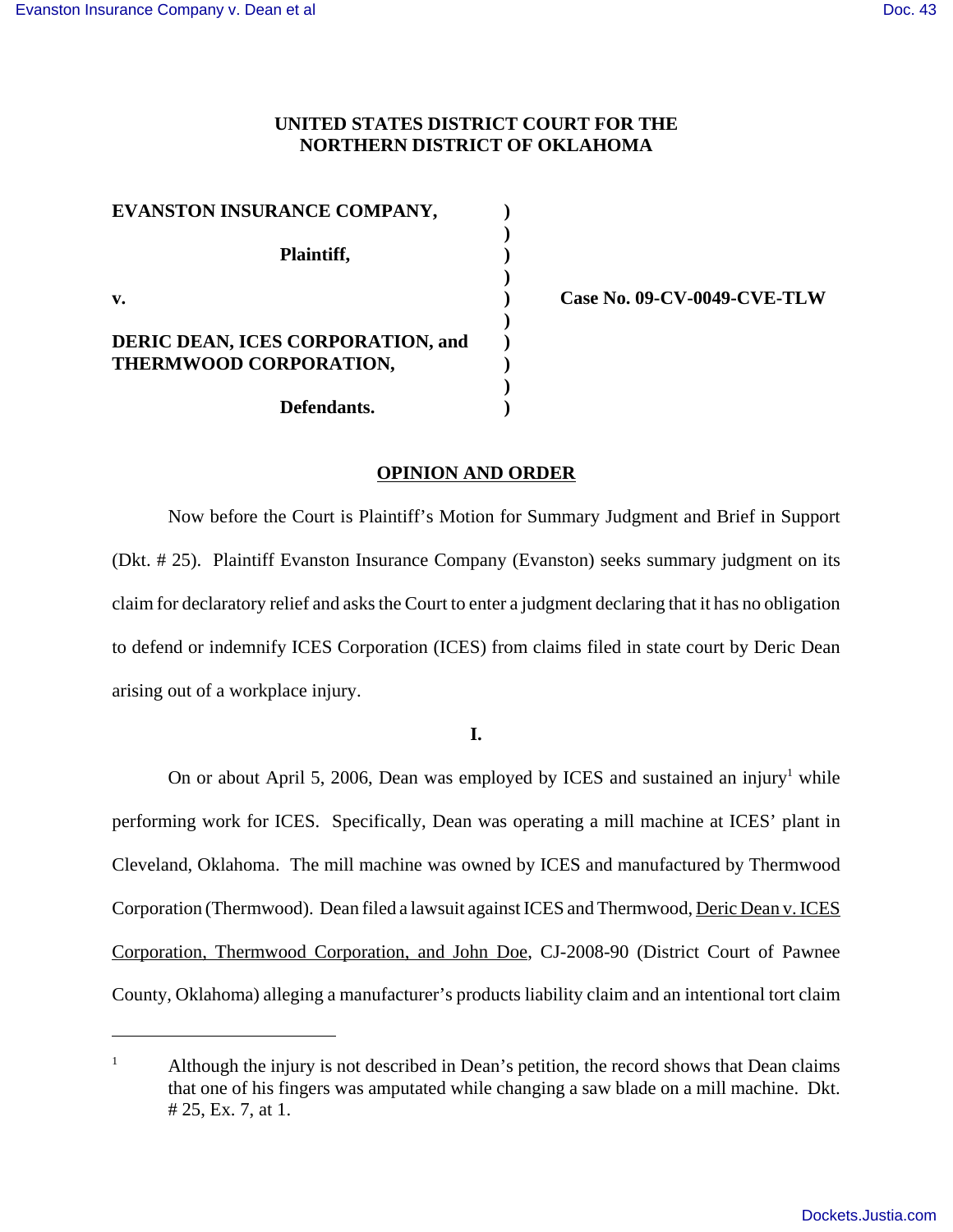**UNITED STATES DISTRICT COURT FOR THE NORTHERN DISTRICT OF OKLAHOMA**

| | | |
|---|---|---|
| **EVANSTON INSURANCE COMPANY,** | ) | |
| **Plaintiff,** | ) | |
| **v.** | ) | **Case No. 09-CV-0049-CVE-TLW** |
| **DERIC DEAN, ICES CORPORATION, and THERMWOOD CORPORATION,** | ) | |
| **Defendants.** | ) | |

## OPINION AND ORDER

Now before the Court is Plaintiff's Motion for Summary Judgment and Brief in Support (Dkt. # 25). Plaintiff Evanston Insurance Company (Evanston) seeks summary judgment on its claim for declaratory relief and asks the Court to enter a judgment declaring that it has no obligation to defend or indemnify ICES Corporation (ICES) from claims filed in state court by Deric Dean arising out of a workplace injury.

### I.

On or about April 5, 2006, Dean was employed by ICES and sustained an injury[1] while performing work for ICES. Specifically, Dean was operating a mill machine at ICES' plant in Cleveland, Oklahoma. The mill machine was owned by ICES and manufactured by Thermwood Corporation (Thermwood). Dean filed a lawsuit against ICES and Thermwood, Deric Dean v. ICES Corporation, Thermwood Corporation, and John Doe, CJ-2008-90 (District Court of Pawnee County, Oklahoma) alleging a manufacturer's products liability claim and an intentional tort claim

[1] Although the injury is not described in Dean's petition, the record shows that Dean claims that one of his fingers was amputated while changing a saw blade on a mill machine. Dkt. # 25, Ex. 7, at 1.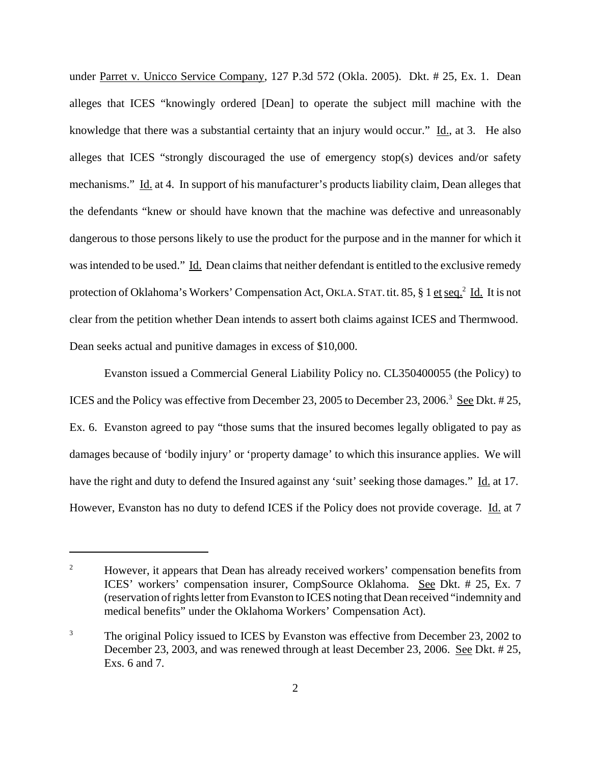under Parret v. Unicco Service Company, 127 P.3d 572 (Okla. 2005). Dkt. # 25, Ex. 1. Dean alleges that ICES "knowingly ordered [Dean] to operate the subject mill machine with the knowledge that there was a substantial certainty that an injury would occur." Id., at 3. He also alleges that ICES "strongly discouraged the use of emergency stop(s) devices and/or safety mechanisms." Id. at 4. In support of his manufacturer's products liability claim, Dean alleges that the defendants "knew or should have known that the machine was defective and unreasonably dangerous to those persons likely to use the product for the purpose and in the manner for which it was intended to be used." Id. Dean claims that neither defendant is entitled to the exclusive remedy protection of Oklahoma's Workers' Compensation Act, OKLA. STAT. tit. 85, § 1 et seq.[2] Id. It is not clear from the petition whether Dean intends to assert both claims against ICES and Thermwood. Dean seeks actual and punitive damages in excess of $10,000.

Evanston issued a Commercial General Liability Policy no. CL350400055 (the Policy) to ICES and the Policy was effective from December 23, 2005 to December 23, 2006.[3] See Dkt. # 25, Ex. 6. Evanston agreed to pay "those sums that the insured becomes legally obligated to pay as damages because of 'bodily injury' or 'property damage' to which this insurance applies. We will have the right and duty to defend the Insured against any 'suit' seeking those damages." Id. at 17. However, Evanston has no duty to defend ICES if the Policy does not provide coverage. Id. at 7

---

[2] However, it appears that Dean has already received workers' compensation benefits from ICES' workers' compensation insurer, CompSource Oklahoma. See Dkt. # 25, Ex. 7 (reservation of rights letter from Evanston to ICES noting that Dean received "indemnity and medical benefits" under the Oklahoma Workers' Compensation Act).

[3] The original Policy issued to ICES by Evanston was effective from December 23, 2002 to December 23, 2003, and was renewed through at least December 23, 2006. See Dkt. # 25, Exs. 6 and 7.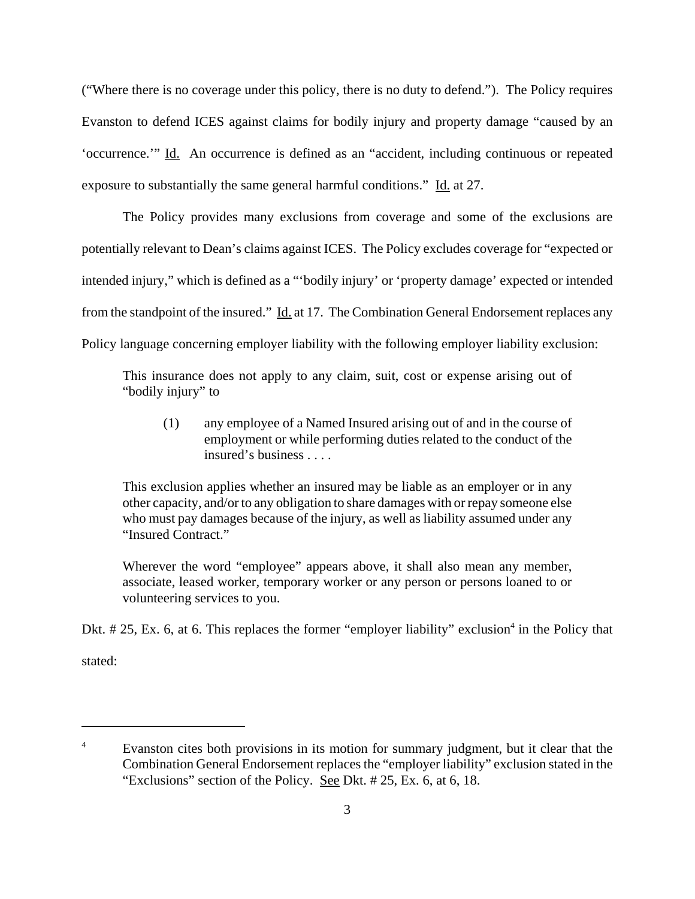("Where there is no coverage under this policy, there is no duty to defend."). The Policy requires Evanston to defend ICES against claims for bodily injury and property damage "caused by an 'occurrence.'" Id. An occurrence is defined as an "accident, including continuous or repeated exposure to substantially the same general harmful conditions." Id. at 27.

The Policy provides many exclusions from coverage and some of the exclusions are potentially relevant to Dean's claims against ICES. The Policy excludes coverage for "expected or intended injury," which is defined as a "'bodily injury' or 'property damage' expected or intended from the standpoint of the insured." Id. at 17. The Combination General Endorsement replaces any Policy language concerning employer liability with the following employer liability exclusion:

> This insurance does not apply to any claim, suit, cost or expense arising out of "bodily injury" to
>
> > (1) any employee of a Named Insured arising out of and in the course of employment or while performing duties related to the conduct of the insured's business . . . .
>
> This exclusion applies whether an insured may be liable as an employer or in any other capacity, and/or to any obligation to share damages with or repay someone else who must pay damages because of the injury, as well as liability assumed under any "Insured Contract."
>
> Wherever the word "employee" appears above, it shall also mean any member, associate, leased worker, temporary worker or any person or persons loaned to or volunteering services to you.

Dkt. # 25, Ex. 6, at 6. This replaces the former "employer liability" exclusion[4] in the Policy that stated:

---

[4] Evanston cites both provisions in its motion for summary judgment, but it clear that the Combination General Endorsement replaces the "employer liability" exclusion stated in the "Exclusions" section of the Policy. See Dkt. # 25, Ex. 6, at 6, 18.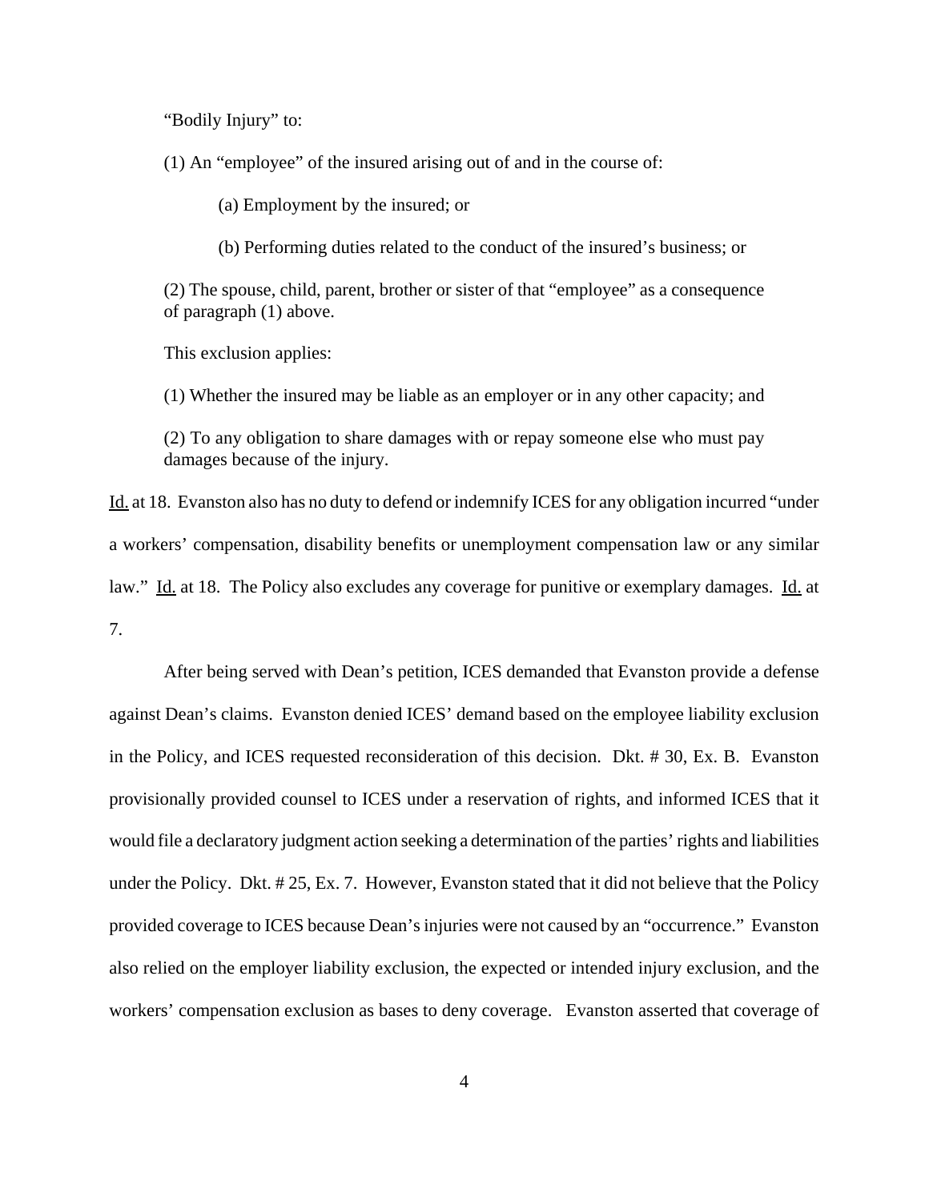"Bodily Injury" to:

(1) An "employee" of the insured arising out of and in the course of:

(a) Employment by the insured; or

(b) Performing duties related to the conduct of the insured's business; or

(2) The spouse, child, parent, brother or sister of that "employee" as a consequence of paragraph (1) above.

This exclusion applies:

(1) Whether the insured may be liable as an employer or in any other capacity; and

(2) To any obligation to share damages with or repay someone else who must pay damages because of the injury.

Id. at 18. Evanston also has no duty to defend or indemnify ICES for any obligation incurred "under a workers' compensation, disability benefits or unemployment compensation law or any similar law." Id. at 18. The Policy also excludes any coverage for punitive or exemplary damages. Id. at 7.

After being served with Dean's petition, ICES demanded that Evanston provide a defense against Dean's claims. Evanston denied ICES' demand based on the employee liability exclusion in the Policy, and ICES requested reconsideration of this decision. Dkt. # 30, Ex. B. Evanston provisionally provided counsel to ICES under a reservation of rights, and informed ICES that it would file a declaratory judgment action seeking a determination of the parties' rights and liabilities under the Policy. Dkt. # 25, Ex. 7. However, Evanston stated that it did not believe that the Policy provided coverage to ICES because Dean's injuries were not caused by an "occurrence." Evanston also relied on the employer liability exclusion, the expected or intended injury exclusion, and the workers' compensation exclusion as bases to deny coverage. Evanston asserted that coverage of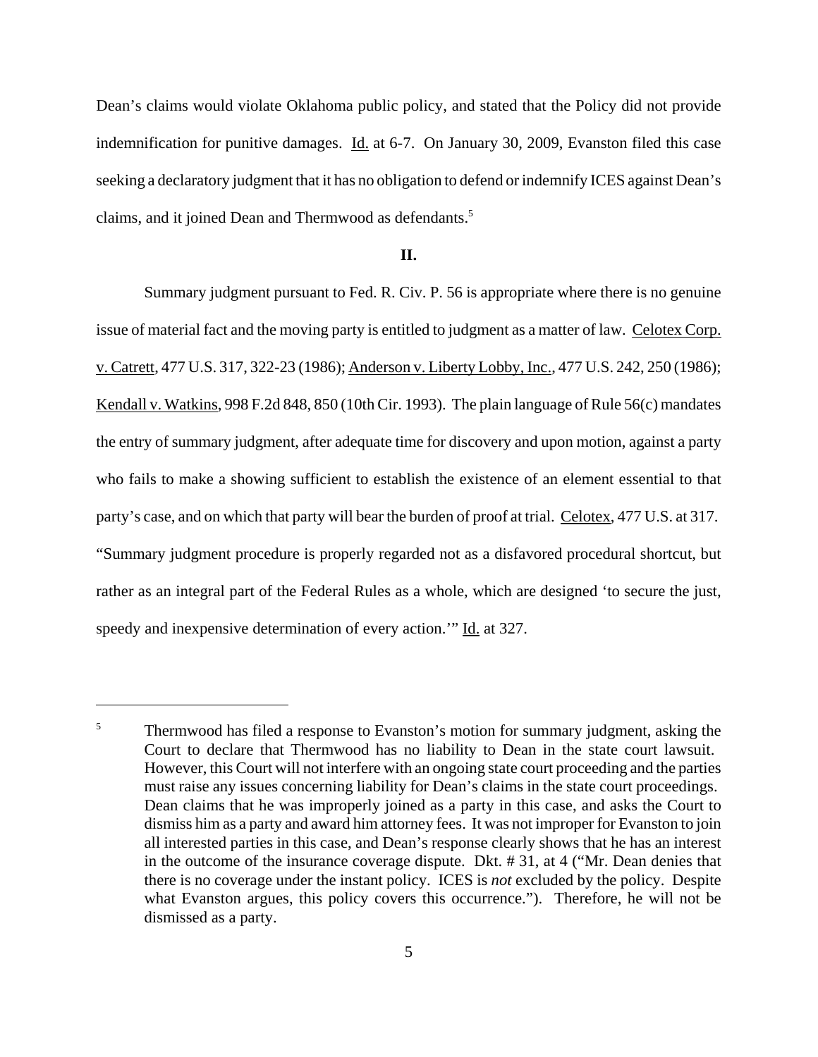Dean's claims would violate Oklahoma public policy, and stated that the Policy did not provide indemnification for punitive damages. Id. at 6-7. On January 30, 2009, Evanston filed this case seeking a declaratory judgment that it has no obligation to defend or indemnify ICES against Dean's claims, and it joined Dean and Thermwood as defendants.[5]

## II.

Summary judgment pursuant to Fed. R. Civ. P. 56 is appropriate where there is no genuine issue of material fact and the moving party is entitled to judgment as a matter of law. Celotex Corp. v. Catrett, 477 U.S. 317, 322-23 (1986); Anderson v. Liberty Lobby, Inc., 477 U.S. 242, 250 (1986); Kendall v. Watkins, 998 F.2d 848, 850 (10th Cir. 1993). The plain language of Rule 56(c) mandates the entry of summary judgment, after adequate time for discovery and upon motion, against a party who fails to make a showing sufficient to establish the existence of an element essential to that party's case, and on which that party will bear the burden of proof at trial. Celotex, 477 U.S. at 317. "Summary judgment procedure is properly regarded not as a disfavored procedural shortcut, but rather as an integral part of the Federal Rules as a whole, which are designed 'to secure the just, speedy and inexpensive determination of every action.'" Id. at 327.

---

[5] Thermwood has filed a response to Evanston's motion for summary judgment, asking the Court to declare that Thermwood has no liability to Dean in the state court lawsuit. However, this Court will not interfere with an ongoing state court proceeding and the parties must raise any issues concerning liability for Dean's claims in the state court proceedings. Dean claims that he was improperly joined as a party in this case, and asks the Court to dismiss him as a party and award him attorney fees. It was not improper for Evanston to join all interested parties in this case, and Dean's response clearly shows that he has an interest in the outcome of the insurance coverage dispute. Dkt. # 31, at 4 ("Mr. Dean denies that there is no coverage under the instant policy. ICES is *not* excluded by the policy. Despite what Evanston argues, this policy covers this occurrence."). Therefore, he will not be dismissed as a party.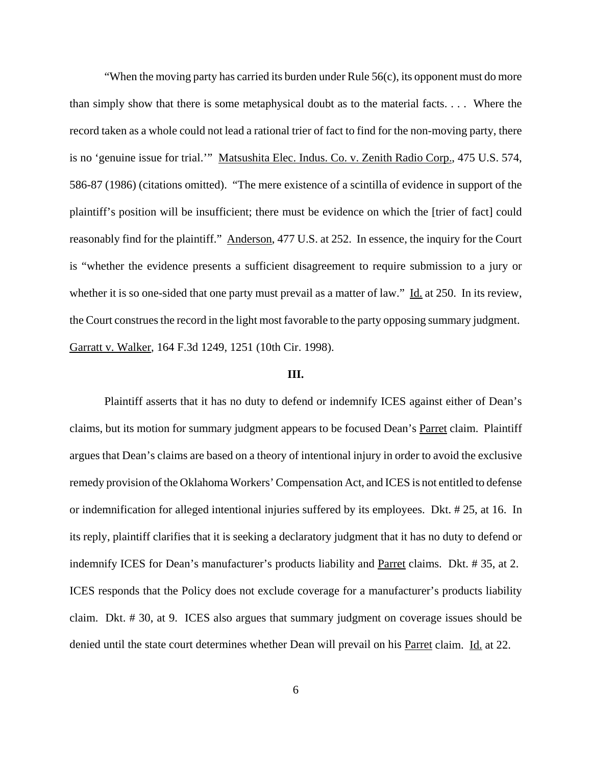"When the moving party has carried its burden under Rule 56(c), its opponent must do more than simply show that there is some metaphysical doubt as to the material facts. . . . Where the record taken as a whole could not lead a rational trier of fact to find for the non-moving party, there is no 'genuine issue for trial.'" Matsushita Elec. Indus. Co. v. Zenith Radio Corp., 475 U.S. 574, 586-87 (1986) (citations omitted). "The mere existence of a scintilla of evidence in support of the plaintiff's position will be insufficient; there must be evidence on which the [trier of fact] could reasonably find for the plaintiff." Anderson, 477 U.S. at 252. In essence, the inquiry for the Court is "whether the evidence presents a sufficient disagreement to require submission to a jury or whether it is so one-sided that one party must prevail as a matter of law." Id. at 250. In its review, the Court construes the record in the light most favorable to the party opposing summary judgment. Garratt v. Walker, 164 F.3d 1249, 1251 (10th Cir. 1998).

**III.**

Plaintiff asserts that it has no duty to defend or indemnify ICES against either of Dean's claims, but its motion for summary judgment appears to be focused Dean's Parret claim. Plaintiff argues that Dean's claims are based on a theory of intentional injury in order to avoid the exclusive remedy provision of the Oklahoma Workers' Compensation Act, and ICES is not entitled to defense or indemnification for alleged intentional injuries suffered by its employees. Dkt. # 25, at 16. In its reply, plaintiff clarifies that it is seeking a declaratory judgment that it has no duty to defend or indemnify ICES for Dean's manufacturer's products liability and Parret claims. Dkt. # 35, at 2. ICES responds that the Policy does not exclude coverage for a manufacturer's products liability claim. Dkt. # 30, at 9. ICES also argues that summary judgment on coverage issues should be denied until the state court determines whether Dean will prevail on his Parret claim. Id. at 22.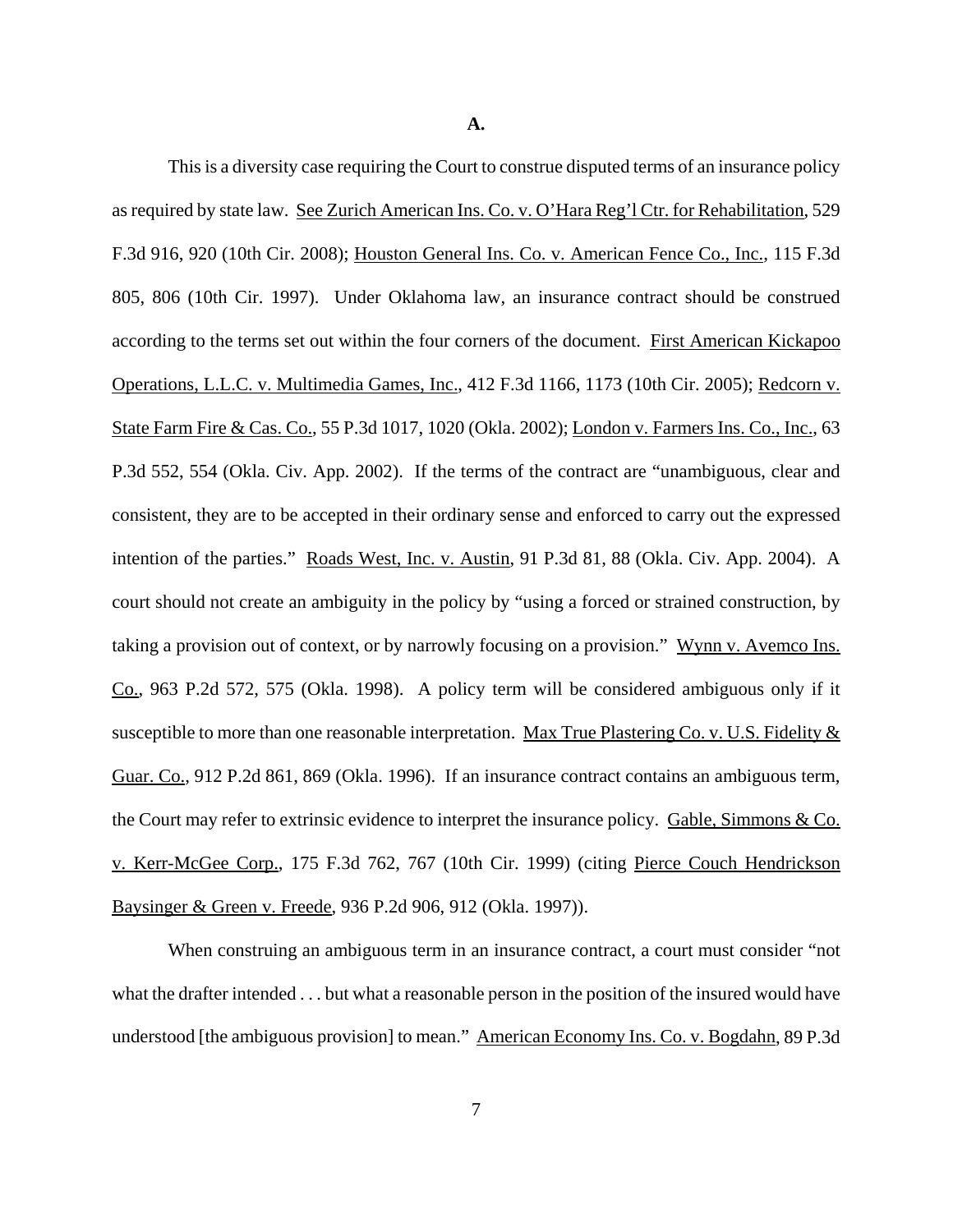**A.**

This is a diversity case requiring the Court to construe disputed terms of an insurance policy as required by state law. See Zurich American Ins. Co. v. O'Hara Reg'l Ctr. for Rehabilitation, 529 F.3d 916, 920 (10th Cir. 2008); Houston General Ins. Co. v. American Fence Co., Inc., 115 F.3d 805, 806 (10th Cir. 1997). Under Oklahoma law, an insurance contract should be construed according to the terms set out within the four corners of the document. First American Kickapoo Operations, L.L.C. v. Multimedia Games, Inc., 412 F.3d 1166, 1173 (10th Cir. 2005); Redcorn v. State Farm Fire & Cas. Co., 55 P.3d 1017, 1020 (Okla. 2002); London v. Farmers Ins. Co., Inc., 63 P.3d 552, 554 (Okla. Civ. App. 2002). If the terms of the contract are "unambiguous, clear and consistent, they are to be accepted in their ordinary sense and enforced to carry out the expressed intention of the parties." Roads West, Inc. v. Austin, 91 P.3d 81, 88 (Okla. Civ. App. 2004). A court should not create an ambiguity in the policy by "using a forced or strained construction, by taking a provision out of context, or by narrowly focusing on a provision." Wynn v. Avemco Ins. Co., 963 P.2d 572, 575 (Okla. 1998). A policy term will be considered ambiguous only if it susceptible to more than one reasonable interpretation. Max True Plastering Co. v. U.S. Fidelity & Guar. Co., 912 P.2d 861, 869 (Okla. 1996). If an insurance contract contains an ambiguous term, the Court may refer to extrinsic evidence to interpret the insurance policy. Gable, Simmons & Co. v. Kerr-McGee Corp., 175 F.3d 762, 767 (10th Cir. 1999) (citing Pierce Couch Hendrickson Baysinger & Green v. Freede, 936 P.2d 906, 912 (Okla. 1997)).

When construing an ambiguous term in an insurance contract, a court must consider "not what the drafter intended . . . but what a reasonable person in the position of the insured would have understood [the ambiguous provision] to mean." American Economy Ins. Co. v. Bogdahn, 89 P.3d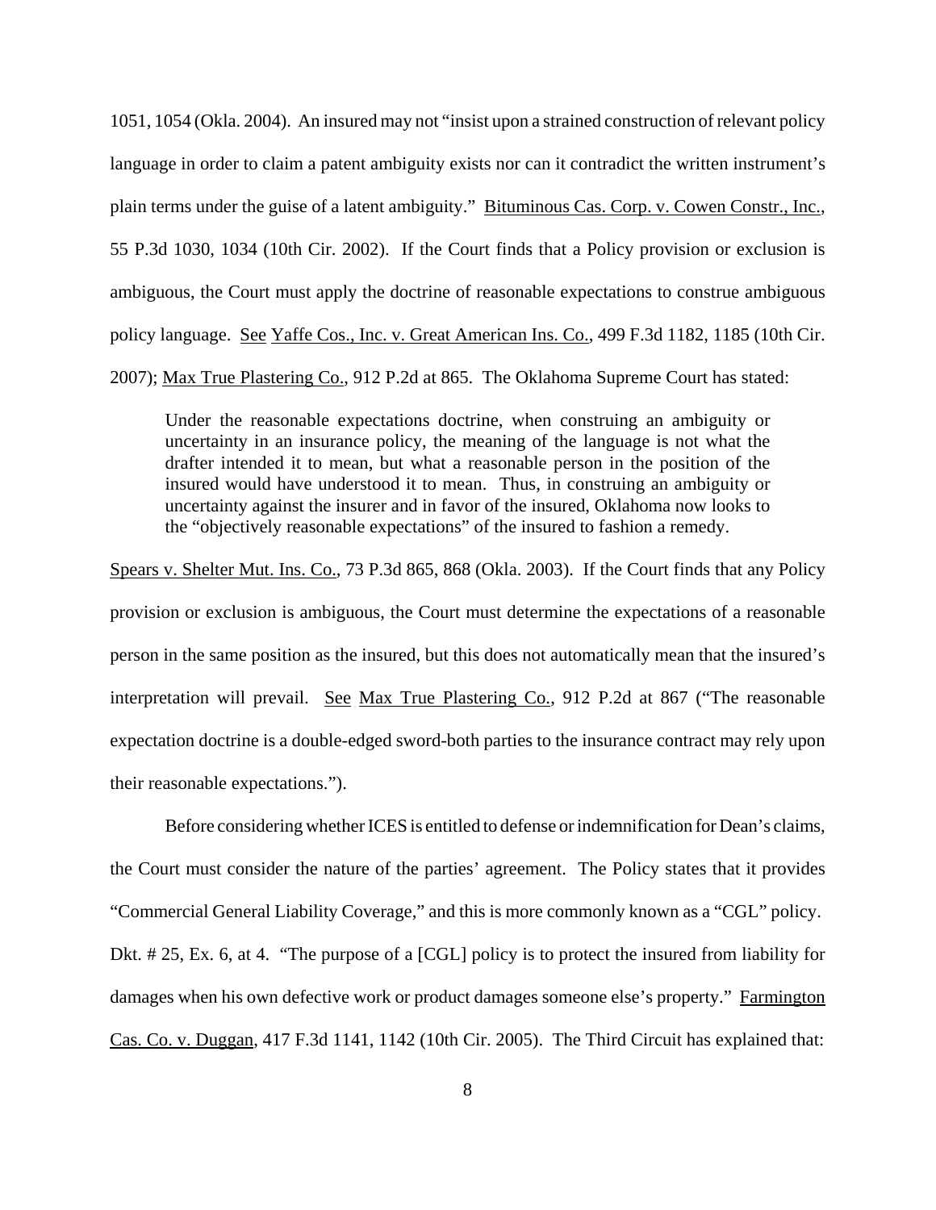1051, 1054 (Okla. 2004). An insured may not "insist upon a strained construction of relevant policy language in order to claim a patent ambiguity exists nor can it contradict the written instrument's plain terms under the guise of a latent ambiguity." Bituminous Cas. Corp. v. Cowen Constr., Inc., 55 P.3d 1030, 1034 (10th Cir. 2002). If the Court finds that a Policy provision or exclusion is ambiguous, the Court must apply the doctrine of reasonable expectations to construe ambiguous policy language. See Yaffe Cos., Inc. v. Great American Ins. Co., 499 F.3d 1182, 1185 (10th Cir. 2007); Max True Plastering Co., 912 P.2d at 865. The Oklahoma Supreme Court has stated:

> Under the reasonable expectations doctrine, when construing an ambiguity or uncertainty in an insurance policy, the meaning of the language is not what the drafter intended it to mean, but what a reasonable person in the position of the insured would have understood it to mean. Thus, in construing an ambiguity or uncertainty against the insurer and in favor of the insured, Oklahoma now looks to the "objectively reasonable expectations" of the insured to fashion a remedy.

Spears v. Shelter Mut. Ins. Co., 73 P.3d 865, 868 (Okla. 2003). If the Court finds that any Policy provision or exclusion is ambiguous, the Court must determine the expectations of a reasonable person in the same position as the insured, but this does not automatically mean that the insured's interpretation will prevail. See Max True Plastering Co., 912 P.2d at 867 ("The reasonable expectation doctrine is a double-edged sword-both parties to the insurance contract may rely upon their reasonable expectations.").

Before considering whether ICES is entitled to defense or indemnification for Dean's claims, the Court must consider the nature of the parties' agreement. The Policy states that it provides "Commercial General Liability Coverage," and this is more commonly known as a "CGL" policy. Dkt. # 25, Ex. 6, at 4. "The purpose of a [CGL] policy is to protect the insured from liability for damages when his own defective work or product damages someone else's property." Farmington Cas. Co. v. Duggan, 417 F.3d 1141, 1142 (10th Cir. 2005). The Third Circuit has explained that: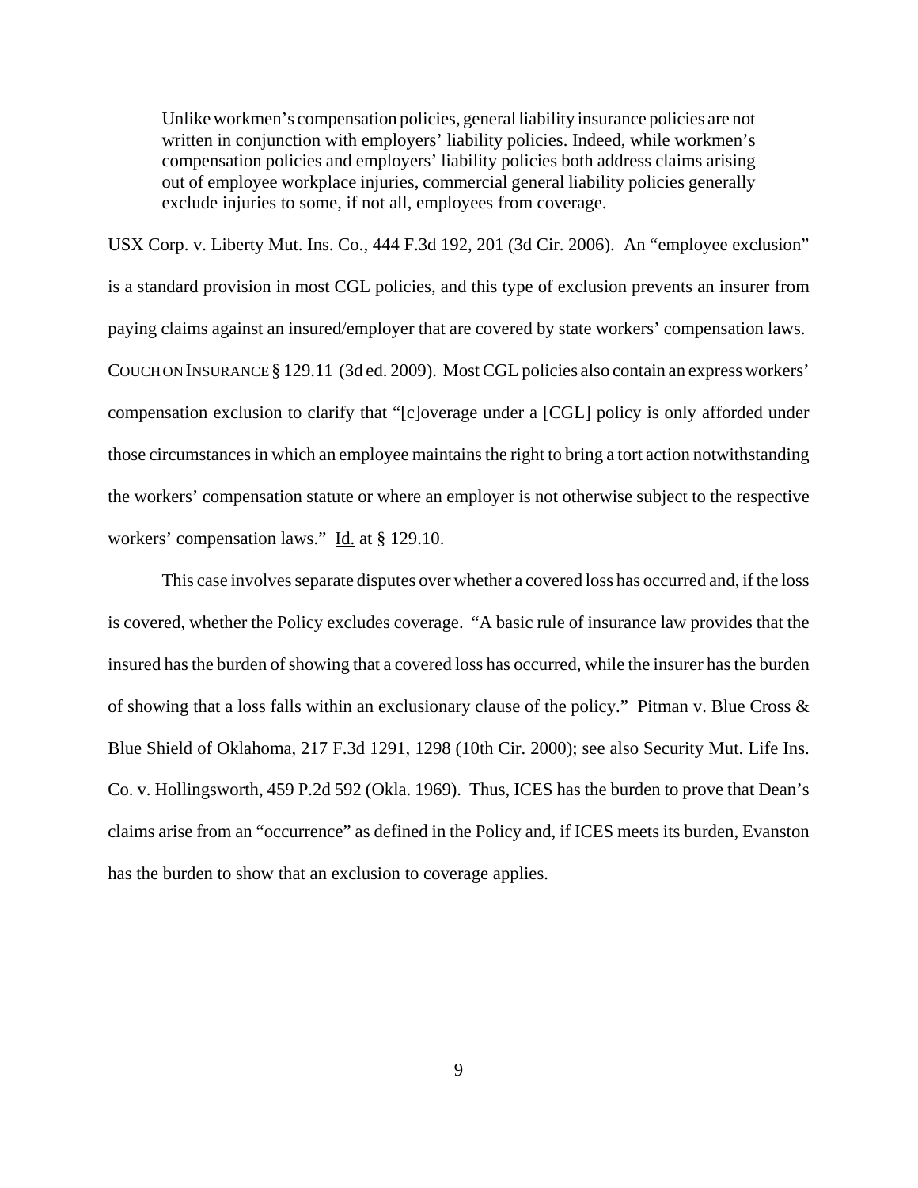> Unlike workmen's compensation policies, general liability insurance policies are not written in conjunction with employers' liability policies. Indeed, while workmen's compensation policies and employers' liability policies both address claims arising out of employee workplace injuries, commercial general liability policies generally exclude injuries to some, if not all, employees from coverage.

USX Corp. v. Liberty Mut. Ins. Co., 444 F.3d 192, 201 (3d Cir. 2006). An "employee exclusion" is a standard provision in most CGL policies, and this type of exclusion prevents an insurer from paying claims against an insured/employer that are covered by state workers' compensation laws. COUCH ON INSURANCE § 129.11 (3d ed. 2009). Most CGL policies also contain an express workers' compensation exclusion to clarify that "[c]overage under a [CGL] policy is only afforded under those circumstances in which an employee maintains the right to bring a tort action notwithstanding the workers' compensation statute or where an employer is not otherwise subject to the respective workers' compensation laws." Id. at § 129.10.

This case involves separate disputes over whether a covered loss has occurred and, if the loss is covered, whether the Policy excludes coverage. "A basic rule of insurance law provides that the insured has the burden of showing that a covered loss has occurred, while the insurer has the burden of showing that a loss falls within an exclusionary clause of the policy." Pitman v. Blue Cross & Blue Shield of Oklahoma, 217 F.3d 1291, 1298 (10th Cir. 2000); see also Security Mut. Life Ins. Co. v. Hollingsworth, 459 P.2d 592 (Okla. 1969). Thus, ICES has the burden to prove that Dean's claims arise from an "occurrence" as defined in the Policy and, if ICES meets its burden, Evanston has the burden to show that an exclusion to coverage applies.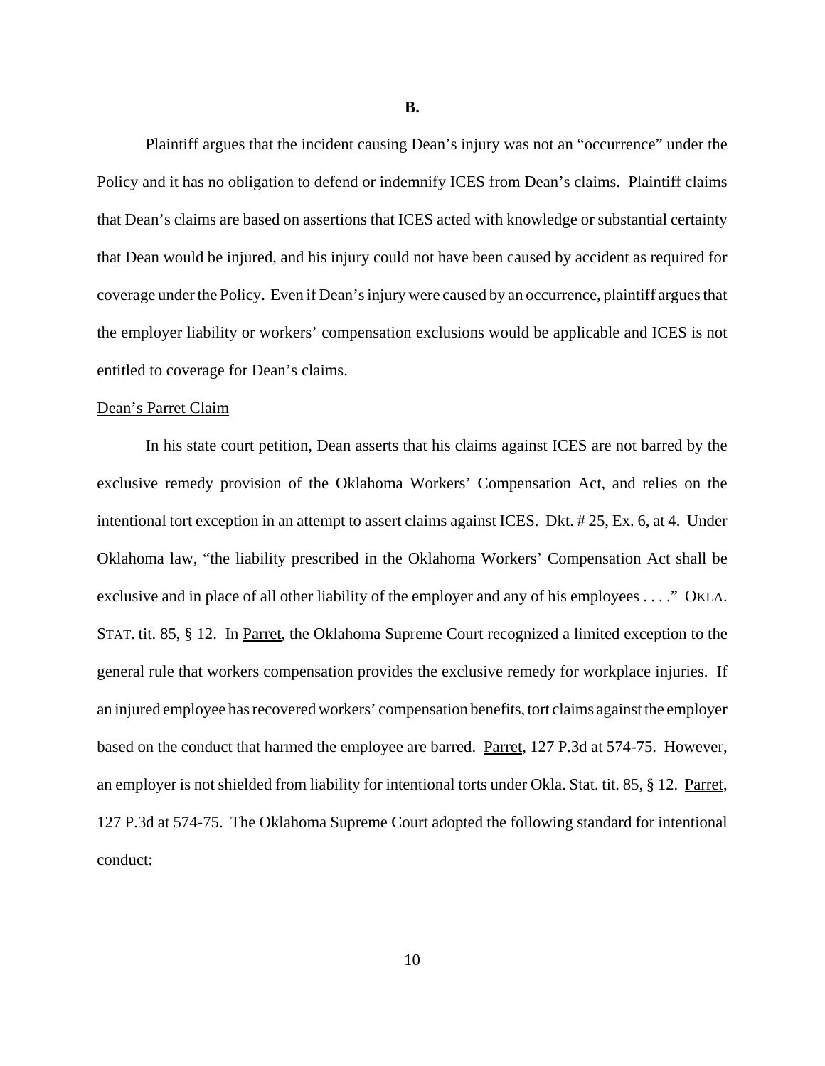**B.**

Plaintiff argues that the incident causing Dean's injury was not an "occurrence" under the Policy and it has no obligation to defend or indemnify ICES from Dean's claims. Plaintiff claims that Dean's claims are based on assertions that ICES acted with knowledge or substantial certainty that Dean would be injured, and his injury could not have been caused by accident as required for coverage under the Policy. Even if Dean's injury were caused by an occurrence, plaintiff argues that the employer liability or workers' compensation exclusions would be applicable and ICES is not entitled to coverage for Dean's claims.

<u>Dean's Parret Claim</u>

In his state court petition, Dean asserts that his claims against ICES are not barred by the exclusive remedy provision of the Oklahoma Workers' Compensation Act, and relies on the intentional tort exception in an attempt to assert claims against ICES. Dkt. # 25, Ex. 6, at 4. Under Oklahoma law, "the liability prescribed in the Oklahoma Workers' Compensation Act shall be exclusive and in place of all other liability of the employer and any of his employees . . . ." OKLA. STAT. tit. 85, § 12. In <u>Parret</u>, the Oklahoma Supreme Court recognized a limited exception to the general rule that workers compensation provides the exclusive remedy for workplace injuries. If an injured employee has recovered workers' compensation benefits, tort claims against the employer based on the conduct that harmed the employee are barred. <u>Parret</u>, 127 P.3d at 574-75. However, an employer is not shielded from liability for intentional torts under Okla. Stat. tit. 85, § 12. <u>Parret</u>, 127 P.3d at 574-75. The Oklahoma Supreme Court adopted the following standard for intentional conduct: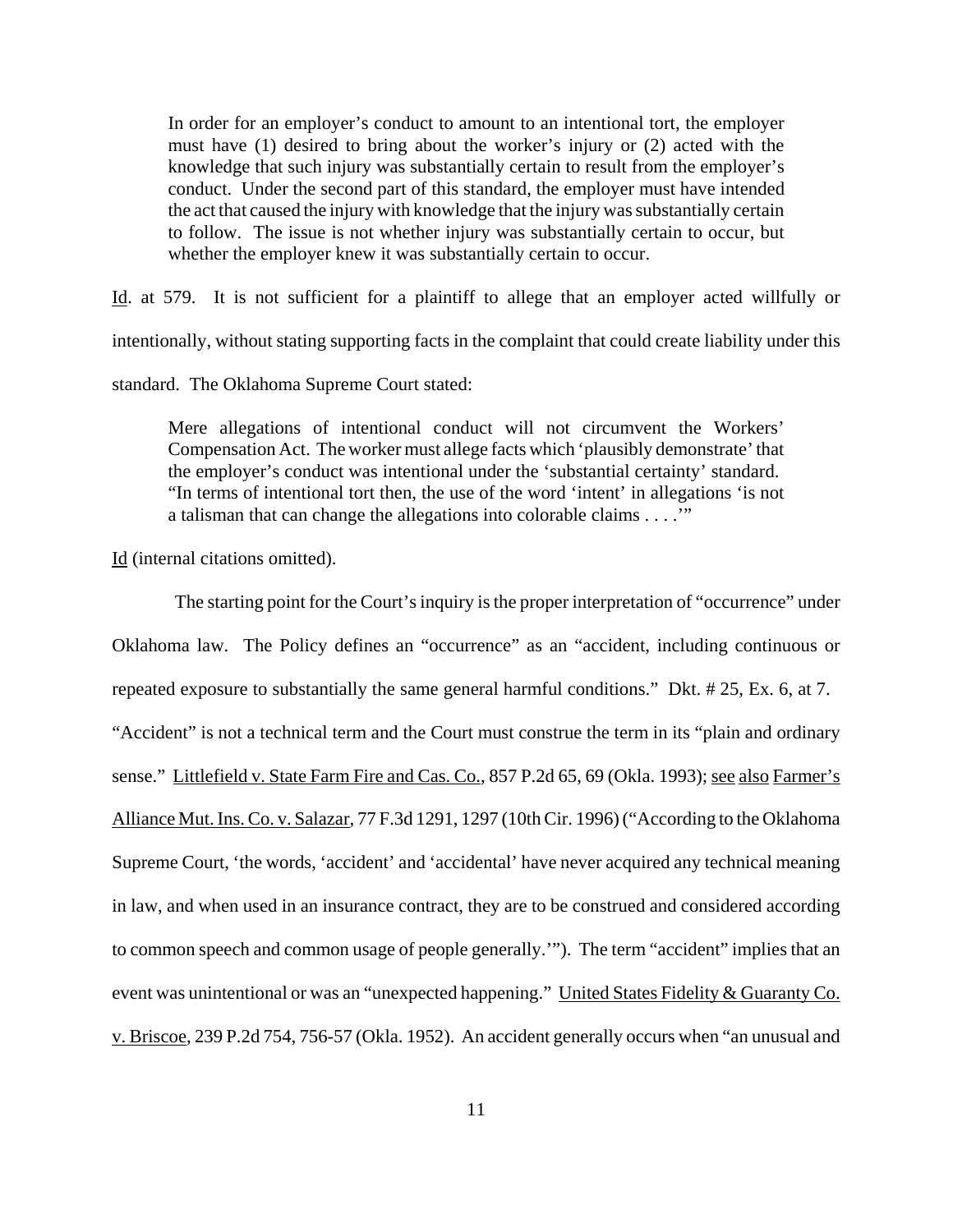> In order for an employer's conduct to amount to an intentional tort, the employer must have (1) desired to bring about the worker's injury or (2) acted with the knowledge that such injury was substantially certain to result from the employer's conduct. Under the second part of this standard, the employer must have intended the act that caused the injury with knowledge that the injury was substantially certain to follow. The issue is not whether injury was substantially certain to occur, but whether the employer knew it was substantially certain to occur.

Id. at 579. It is not sufficient for a plaintiff to allege that an employer acted willfully or intentionally, without stating supporting facts in the complaint that could create liability under this standard. The Oklahoma Supreme Court stated:

> Mere allegations of intentional conduct will not circumvent the Workers' Compensation Act. The worker must allege facts which 'plausibly demonstrate' that the employer's conduct was intentional under the 'substantial certainty' standard. "In terms of intentional tort then, the use of the word 'intent' in allegations 'is not a talisman that can change the allegations into colorable claims . . . .'"

Id (internal citations omitted).

The starting point for the Court's inquiry is the proper interpretation of "occurrence" under Oklahoma law. The Policy defines an "occurrence" as an "accident, including continuous or repeated exposure to substantially the same general harmful conditions." Dkt. # 25, Ex. 6, at 7. "Accident" is not a technical term and the Court must construe the term in its "plain and ordinary sense." Littlefield v. State Farm Fire and Cas. Co., 857 P.2d 65, 69 (Okla. 1993); see also Farmer's Alliance Mut. Ins. Co. v. Salazar, 77 F.3d 1291, 1297 (10th Cir. 1996) ("According to the Oklahoma Supreme Court, 'the words, 'accident' and 'accidental' have never acquired any technical meaning in law, and when used in an insurance contract, they are to be construed and considered according to common speech and common usage of people generally.'"). The term "accident" implies that an event was unintentional or was an "unexpected happening." United States Fidelity & Guaranty Co. v. Briscoe, 239 P.2d 754, 756-57 (Okla. 1952). An accident generally occurs when "an unusual and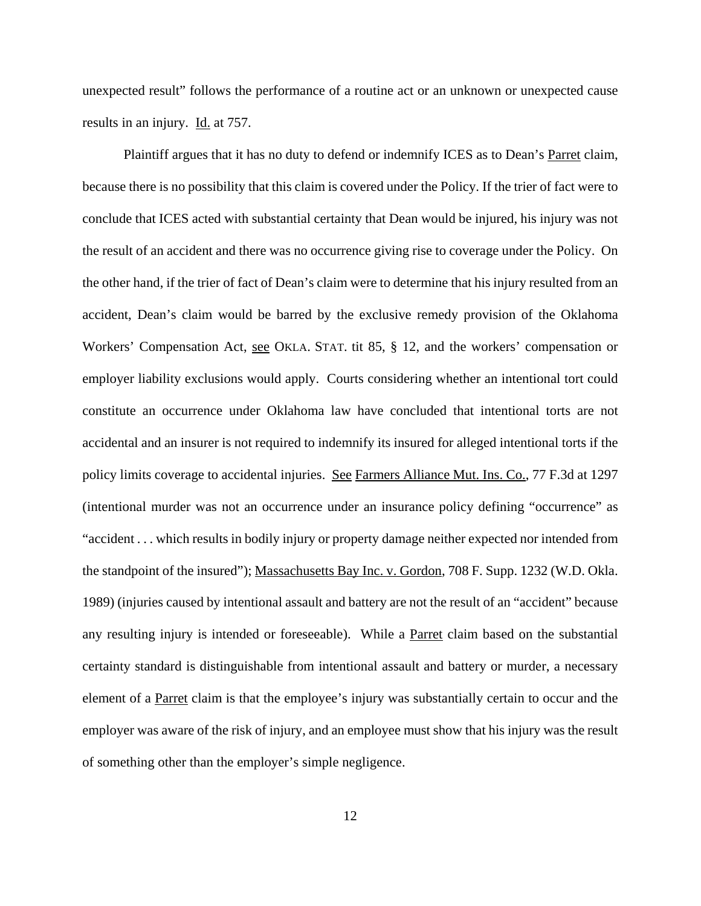unexpected result" follows the performance of a routine act or an unknown or unexpected cause results in an injury. Id. at 757.

Plaintiff argues that it has no duty to defend or indemnify ICES as to Dean's Parret claim, because there is no possibility that this claim is covered under the Policy. If the trier of fact were to conclude that ICES acted with substantial certainty that Dean would be injured, his injury was not the result of an accident and there was no occurrence giving rise to coverage under the Policy. On the other hand, if the trier of fact of Dean's claim were to determine that his injury resulted from an accident, Dean's claim would be barred by the exclusive remedy provision of the Oklahoma Workers' Compensation Act, see OKLA. STAT. tit 85, § 12, and the workers' compensation or employer liability exclusions would apply. Courts considering whether an intentional tort could constitute an occurrence under Oklahoma law have concluded that intentional torts are not accidental and an insurer is not required to indemnify its insured for alleged intentional torts if the policy limits coverage to accidental injuries. See Farmers Alliance Mut. Ins. Co., 77 F.3d at 1297 (intentional murder was not an occurrence under an insurance policy defining "occurrence" as "accident . . . which results in bodily injury or property damage neither expected nor intended from the standpoint of the insured"); Massachusetts Bay Inc. v. Gordon, 708 F. Supp. 1232 (W.D. Okla. 1989) (injuries caused by intentional assault and battery are not the result of an "accident" because any resulting injury is intended or foreseeable). While a Parret claim based on the substantial certainty standard is distinguishable from intentional assault and battery or murder, a necessary element of a Parret claim is that the employee's injury was substantially certain to occur and the employer was aware of the risk of injury, and an employee must show that his injury was the result of something other than the employer's simple negligence.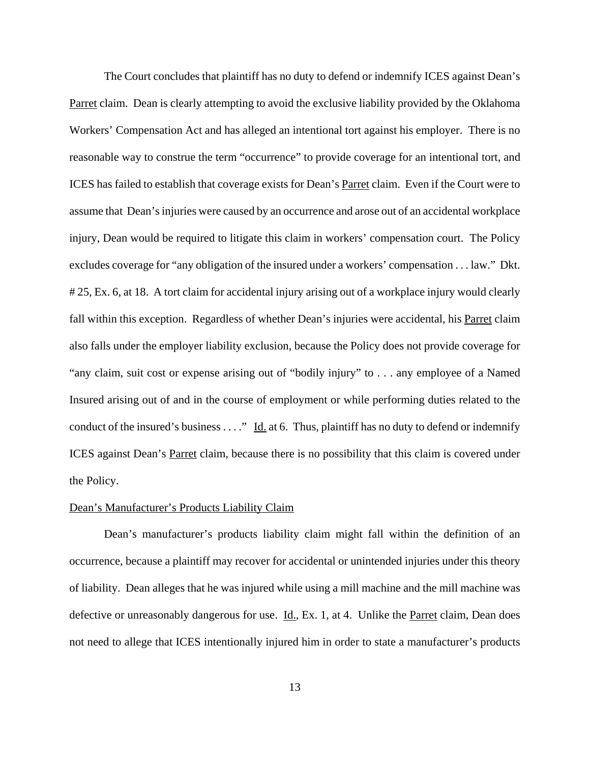The Court concludes that plaintiff has no duty to defend or indemnify ICES against Dean's Parret claim. Dean is clearly attempting to avoid the exclusive liability provided by the Oklahoma Workers' Compensation Act and has alleged an intentional tort against his employer. There is no reasonable way to construe the term "occurrence" to provide coverage for an intentional tort, and ICES has failed to establish that coverage exists for Dean's Parret claim. Even if the Court were to assume that Dean's injuries were caused by an occurrence and arose out of an accidental workplace injury, Dean would be required to litigate this claim in workers' compensation court. The Policy excludes coverage for "any obligation of the insured under a workers' compensation . . . law." Dkt. # 25, Ex. 6, at 18. A tort claim for accidental injury arising out of a workplace injury would clearly fall within this exception. Regardless of whether Dean's injuries were accidental, his Parret claim also falls under the employer liability exclusion, because the Policy does not provide coverage for "any claim, suit cost or expense arising out of "bodily injury" to . . . any employee of a Named Insured arising out of and in the course of employment or while performing duties related to the conduct of the insured's business . . . ." Id. at 6. Thus, plaintiff has no duty to defend or indemnify ICES against Dean's Parret claim, because there is no possibility that this claim is covered under the Policy.

Dean's Manufacturer's Products Liability Claim

Dean's manufacturer's products liability claim might fall within the definition of an occurrence, because a plaintiff may recover for accidental or unintended injuries under this theory of liability. Dean alleges that he was injured while using a mill machine and the mill machine was defective or unreasonably dangerous for use. Id., Ex. 1, at 4. Unlike the Parret claim, Dean does not need to allege that ICES intentionally injured him in order to state a manufacturer's products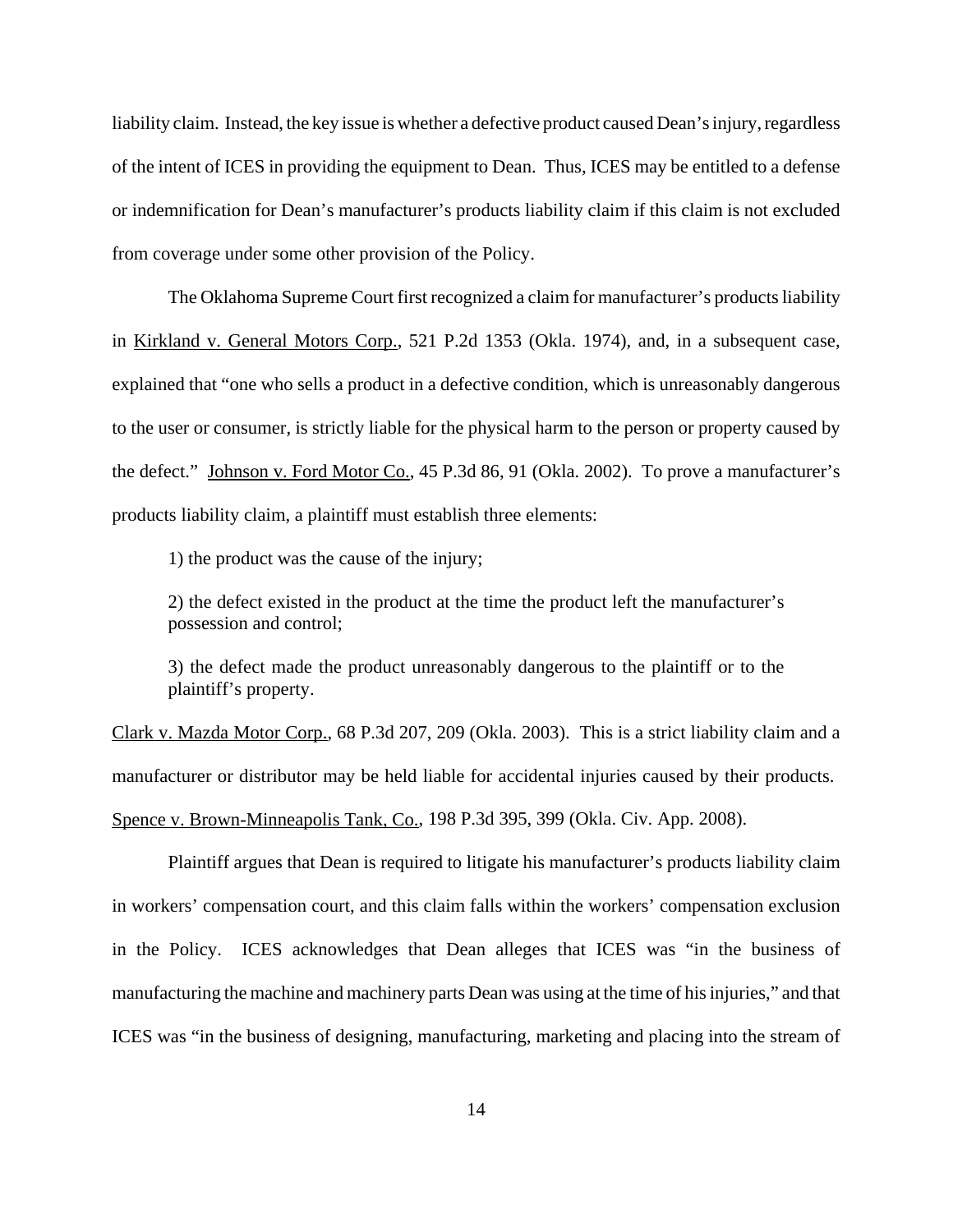liability claim. Instead, the key issue is whether a defective product caused Dean's injury, regardless of the intent of ICES in providing the equipment to Dean. Thus, ICES may be entitled to a defense or indemnification for Dean's manufacturer's products liability claim if this claim is not excluded from coverage under some other provision of the Policy.

The Oklahoma Supreme Court first recognized a claim for manufacturer's products liability in Kirkland v. General Motors Corp., 521 P.2d 1353 (Okla. 1974), and, in a subsequent case, explained that "one who sells a product in a defective condition, which is unreasonably dangerous to the user or consumer, is strictly liable for the physical harm to the person or property caused by the defect." Johnson v. Ford Motor Co., 45 P.3d 86, 91 (Okla. 2002). To prove a manufacturer's products liability claim, a plaintiff must establish three elements:

> 1) the product was the cause of the injury;
>
> 2) the defect existed in the product at the time the product left the manufacturer's possession and control;
>
> 3) the defect made the product unreasonably dangerous to the plaintiff or to the plaintiff's property.

Clark v. Mazda Motor Corp., 68 P.3d 207, 209 (Okla. 2003). This is a strict liability claim and a manufacturer or distributor may be held liable for accidental injuries caused by their products. Spence v. Brown-Minneapolis Tank, Co., 198 P.3d 395, 399 (Okla. Civ. App. 2008).

Plaintiff argues that Dean is required to litigate his manufacturer's products liability claim in workers' compensation court, and this claim falls within the workers' compensation exclusion in the Policy. ICES acknowledges that Dean alleges that ICES was "in the business of manufacturing the machine and machinery parts Dean was using at the time of his injuries," and that ICES was "in the business of designing, manufacturing, marketing and placing into the stream of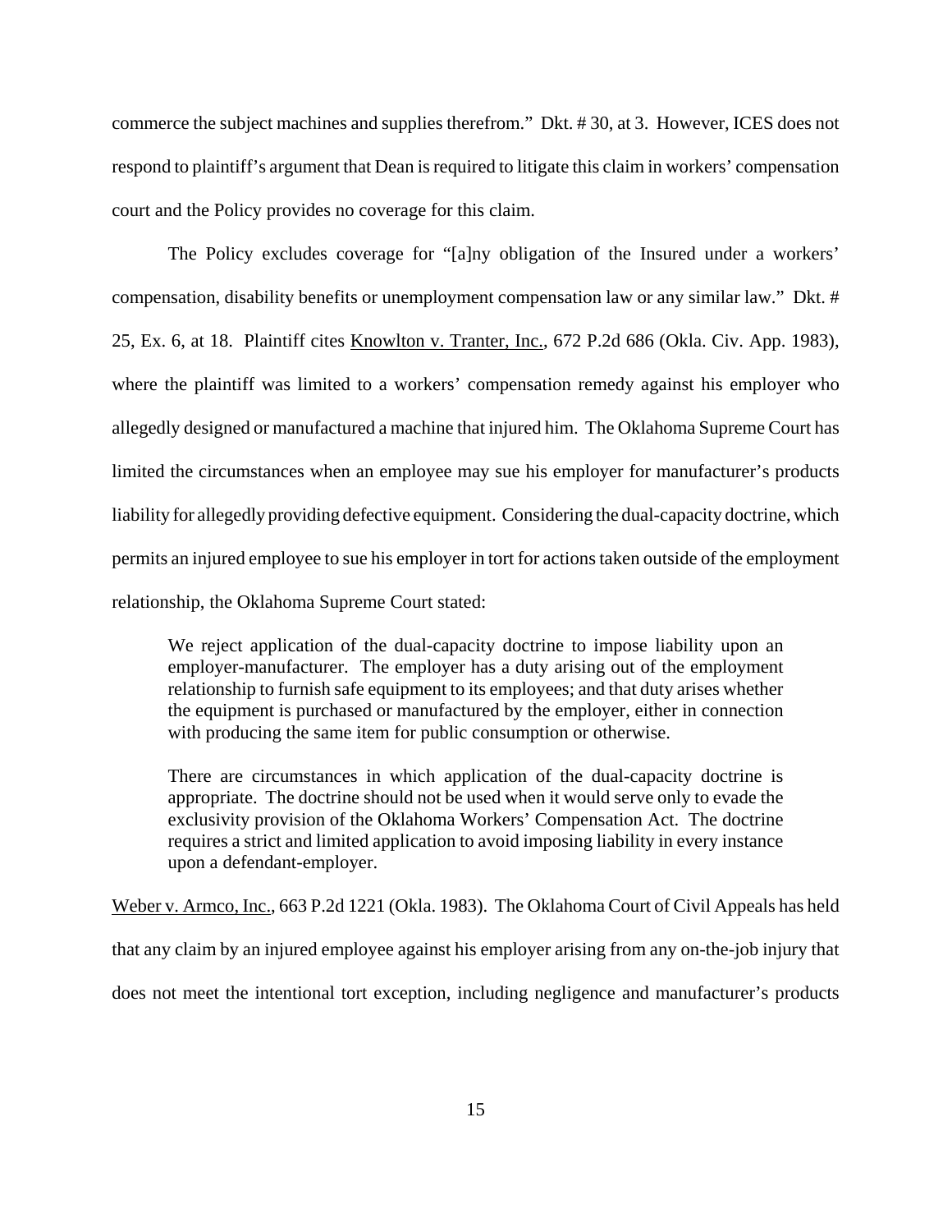commerce the subject machines and supplies therefrom." Dkt. # 30, at 3. However, ICES does not respond to plaintiff's argument that Dean is required to litigate this claim in workers' compensation court and the Policy provides no coverage for this claim.

The Policy excludes coverage for "[a]ny obligation of the Insured under a workers' compensation, disability benefits or unemployment compensation law or any similar law." Dkt. # 25, Ex. 6, at 18. Plaintiff cites Knowlton v. Tranter, Inc., 672 P.2d 686 (Okla. Civ. App. 1983), where the plaintiff was limited to a workers' compensation remedy against his employer who allegedly designed or manufactured a machine that injured him. The Oklahoma Supreme Court has limited the circumstances when an employee may sue his employer for manufacturer's products liability for allegedly providing defective equipment. Considering the dual-capacity doctrine, which permits an injured employee to sue his employer in tort for actions taken outside of the employment relationship, the Oklahoma Supreme Court stated:

> We reject application of the dual-capacity doctrine to impose liability upon an employer-manufacturer. The employer has a duty arising out of the employment relationship to furnish safe equipment to its employees; and that duty arises whether the equipment is purchased or manufactured by the employer, either in connection with producing the same item for public consumption or otherwise.
>
> There are circumstances in which application of the dual-capacity doctrine is appropriate. The doctrine should not be used when it would serve only to evade the exclusivity provision of the Oklahoma Workers' Compensation Act. The doctrine requires a strict and limited application to avoid imposing liability in every instance upon a defendant-employer.

Weber v. Armco, Inc., 663 P.2d 1221 (Okla. 1983). The Oklahoma Court of Civil Appeals has held that any claim by an injured employee against his employer arising from any on-the-job injury that does not meet the intentional tort exception, including negligence and manufacturer's products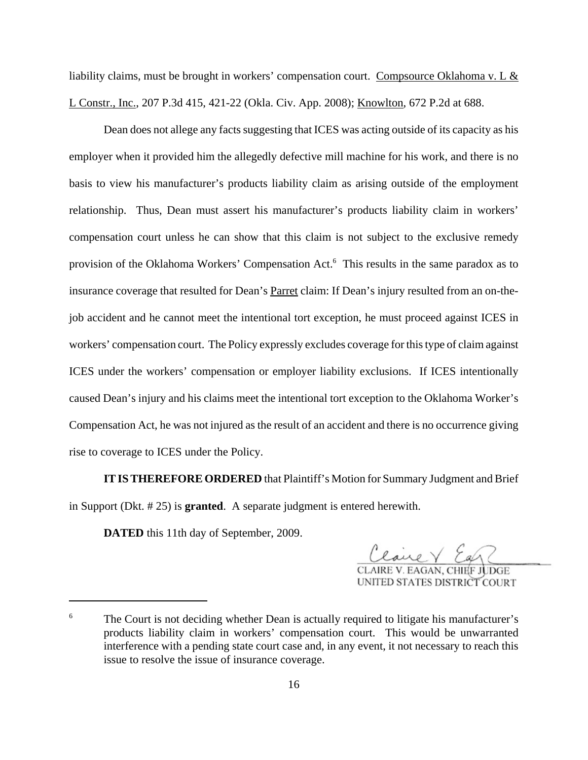liability claims, must be brought in workers' compensation court. Compsource Oklahoma v. L & L Constr., Inc., 207 P.3d 415, 421-22 (Okla. Civ. App. 2008); Knowlton, 672 P.2d at 688.

Dean does not allege any facts suggesting that ICES was acting outside of its capacity as his employer when it provided him the allegedly defective mill machine for his work, and there is no basis to view his manufacturer's products liability claim as arising outside of the employment relationship. Thus, Dean must assert his manufacturer's products liability claim in workers' compensation court unless he can show that this claim is not subject to the exclusive remedy provision of the Oklahoma Workers' Compensation Act.[6] This results in the same paradox as to insurance coverage that resulted for Dean's Parret claim: If Dean's injury resulted from an on-the-job accident and he cannot meet the intentional tort exception, he must proceed against ICES in workers' compensation court. The Policy expressly excludes coverage for this type of claim against ICES under the workers' compensation or employer liability exclusions. If ICES intentionally caused Dean's injury and his claims meet the intentional tort exception to the Oklahoma Worker's Compensation Act, he was not injured as the result of an accident and there is no occurrence giving rise to coverage to ICES under the Policy.

**IT IS THEREFORE ORDERED** that Plaintiff's Motion for Summary Judgment and Brief in Support (Dkt. # 25) is **granted**. A separate judgment is entered herewith.

**DATED** this 11th day of September, 2009.

CLAIRE V. EAGAN, CHIEF JUDGE
UNITED STATES DISTRICT COURT

---

[6] The Court is not deciding whether Dean is actually required to litigate his manufacturer's products liability claim in workers' compensation court. This would be unwarranted interference with a pending state court case and, in any event, it not necessary to reach this issue to resolve the issue of insurance coverage.